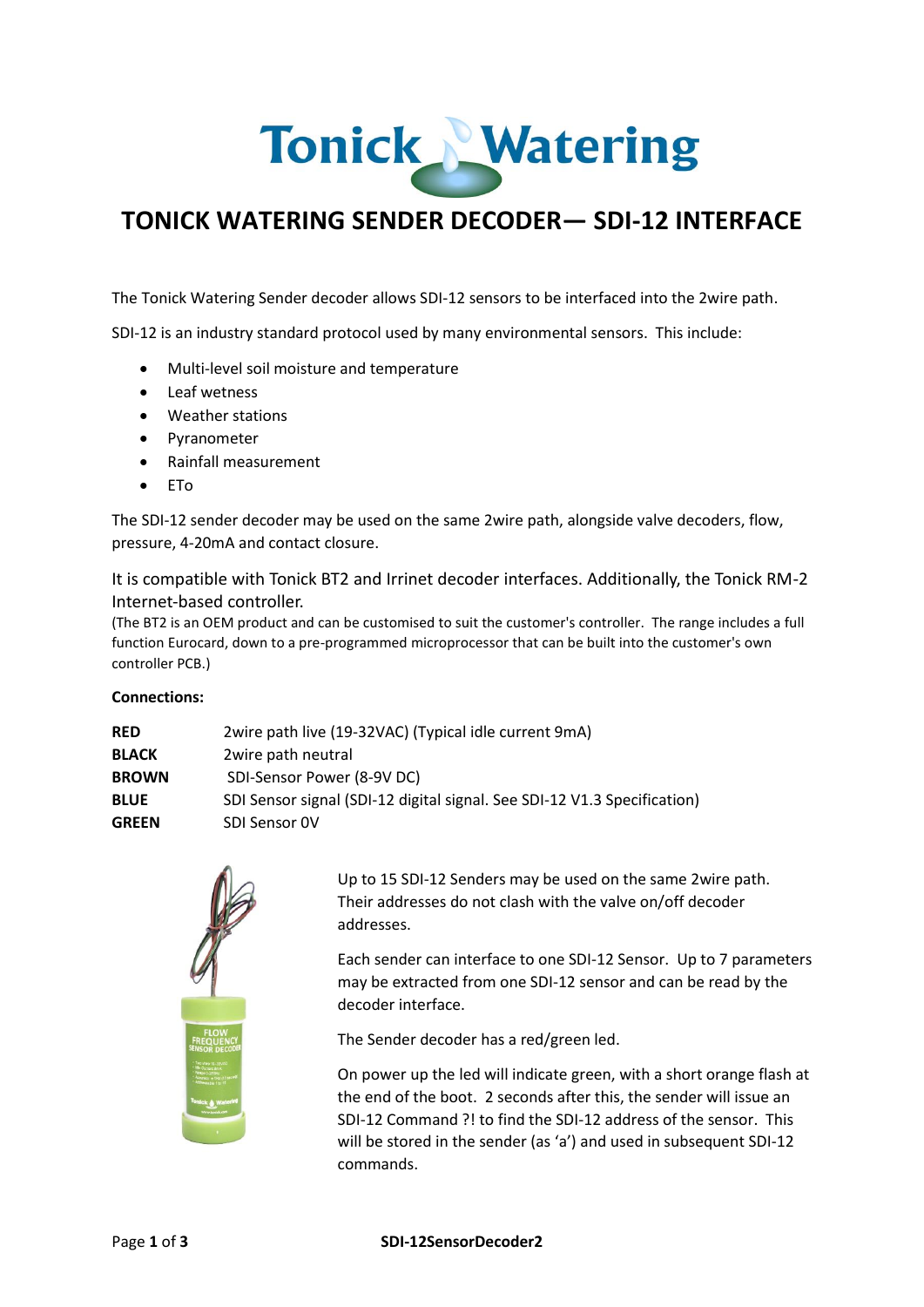# Tonick Watering

## TONICK WATERING SENDER DECODER— SDI-12 INTERFACE

The Tonick Watering Sender decoder allows SDI-12 sensors to be interfaced into the 2wire path.

SDI-12 is an industry standard protocol used by many environmental sensors. This include:

- Multi-level soil moisture and temperature
- Leaf wetness
- Weather stations
- Pyranometer
- Rainfall measurement
- ETo

The SDI-12 sender decoder may be used on the same 2wire path, alongside valve decoders, flow, pressure, 4-20mA and contact closure.

It is compatible with Tonick BT2 and Irrinet decoder interfaces. Additionally, the Tonick RM-2 Internet-based controller.

(The BT2 is an OEM product and can be customised to suit the customer's controller. The range includes a full function Eurocard, down to a pre-programmed microprocessor that can be built into the customer's own controller PCB.)

**Connections:**

| | |
|---|---|
| **RED** | 2wire path live (19-32VAC) (Typical idle current 9mA) |
| **BLACK** | 2wire path neutral |
| **BROWN** | SDI-Sensor Power (8-9V DC) |
| **BLUE** | SDI Sensor signal (SDI-12 digital signal. See SDI-12 V1.3 Specification) |
| **GREEN** | SDI Sensor 0V |

Up to 15 SDI-12 Senders may be used on the same 2wire path. Their addresses do not clash with the valve on/off decoder addresses.

Each sender can interface to one SDI-12 Sensor. Up to 7 parameters may be extracted from one SDI-12 sensor and can be read by the decoder interface.

The Sender decoder has a red/green led.

On power up the led will indicate green, with a short orange flash at the end of the boot. 2 seconds after this, the sender will issue an SDI-12 Command ?! to find the SDI-12 address of the sensor. This will be stored in the sender (as 'a') and used in subsequent SDI-12 commands.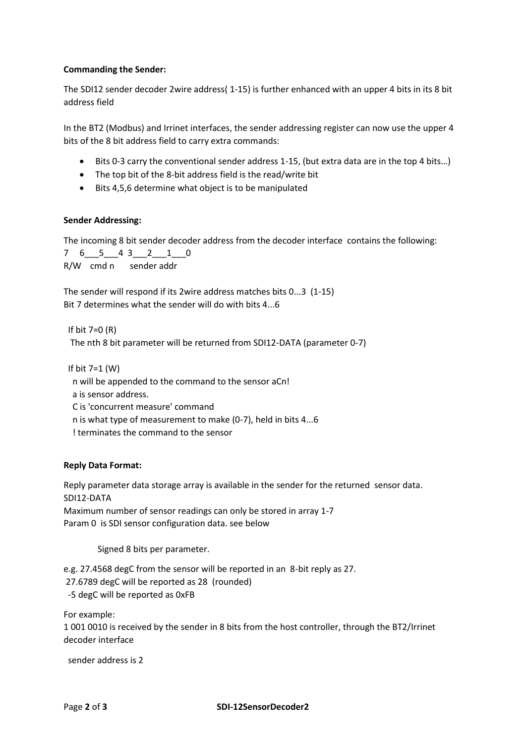**Commanding the Sender:**

The SDI12 sender decoder 2wire address( 1-15) is further enhanced with an upper 4 bits in its 8 bit address field

In the BT2 (Modbus) and Irrinet interfaces, the sender addressing register can now use the upper 4 bits of the 8 bit address field to carry extra commands:

- Bits 0-3 carry the conventional sender address 1-15, (but extra data are in the top 4 bits…)
- The top bit of the 8-bit address field is the read/write bit
- Bits 4,5,6 determine what object is to be manipulated

**Sender Addressing:**

The incoming 8 bit sender decoder address from the decoder interface contains the following:

```
7    6___5___4  3___2___1___0
R/W   cmd n      sender addr
```

The sender will respond if its 2wire address matches bits 0...3 (1-15)
Bit 7 determines what the sender will do with bits 4...6

If bit 7=0 (R)
The nth 8 bit parameter will be returned from SDI12-DATA (parameter 0-7)

If bit 7=1 (W)
n will be appended to the command to the sensor aCn!
a is sensor address.
C is 'concurrent measure' command
n is what type of measurement to make (0-7), held in bits 4...6
! terminates the command to the sensor

**Reply Data Format:**

Reply parameter data storage array is available in the sender for the returned sensor data.
SDI12-DATA
Maximum number of sensor readings can only be stored in array 1-7
Param 0 is SDI sensor configuration data. see below

Signed 8 bits per parameter.

e.g. 27.4568 degC from the sensor will be reported in an 8-bit reply as 27.
27.6789 degC will be reported as 28 (rounded)
-5 degC will be reported as 0xFB

For example:
1 001 0010 is received by the sender in 8 bits from the host controller, through the BT2/Irrinet decoder interface

sender address is 2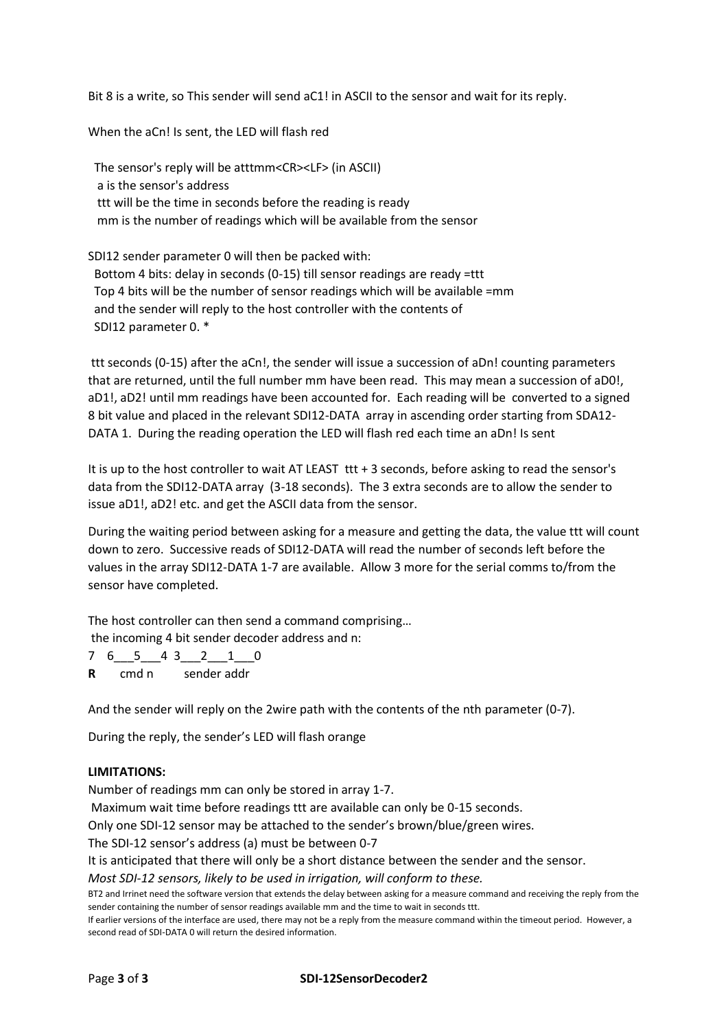Bit 8 is a write, so This sender will send aC1! in ASCII to the sensor and wait for its reply.

When the aCn! Is sent, the LED will flash red

The sensor's reply will be atttmm<CR><LF> (in ASCII)
a is the sensor's address
ttt will be the time in seconds before the reading is ready
mm is the number of readings which will be available from the sensor

SDI12 sender parameter 0 will then be packed with:
Bottom 4 bits: delay in seconds (0-15) till sensor readings are ready =ttt
Top 4 bits will be the number of sensor readings which will be available =mm
and the sender will reply to the host controller with the contents of
SDI12 parameter 0. *

ttt seconds (0-15) after the aCn!, the sender will issue a succession of aDn! counting parameters that are returned, until the full number mm have been read. This may mean a succession of aD0!, aD1!, aD2! until mm readings have been accounted for. Each reading will be converted to a signed 8 bit value and placed in the relevant SDI12-DATA array in ascending order starting from SDA12-DATA 1. During the reading operation the LED will flash red each time an aDn! Is sent

It is up to the host controller to wait AT LEAST ttt + 3 seconds, before asking to read the sensor's data from the SDI12-DATA array (3-18 seconds). The 3 extra seconds are to allow the sender to issue aD1!, aD2! etc. and get the ASCII data from the sensor.

During the waiting period between asking for a measure and getting the data, the value ttt will count down to zero. Successive reads of SDI12-DATA will read the number of seconds left before the values in the array SDI12-DATA 1-7 are available. Allow 3 more for the serial comms to/from the sensor have completed.

The host controller can then send a command comprising…
the incoming 4 bit sender decoder address and n:

7 6___5___4 3___2___1___0
**R** cmd n sender addr

And the sender will reply on the 2wire path with the contents of the nth parameter (0-7).

During the reply, the sender's LED will flash orange

**LIMITATIONS:**

Number of readings mm can only be stored in array 1-7.
Maximum wait time before readings ttt are available can only be 0-15 seconds.
Only one SDI-12 sensor may be attached to the sender's brown/blue/green wires.
The SDI-12 sensor's address (a) must be between 0-7
It is anticipated that there will only be a short distance between the sender and the sensor.
*Most SDI-12 sensors, likely to be used in irrigation, will conform to these.*

BT2 and Irrinet need the software version that extends the delay between asking for a measure command and receiving the reply from the sender containing the number of sensor readings available mm and the time to wait in seconds ttt.
If earlier versions of the interface are used, there may not be a reply from the measure command within the timeout period. However, a second read of SDI-DATA 0 will return the desired information.